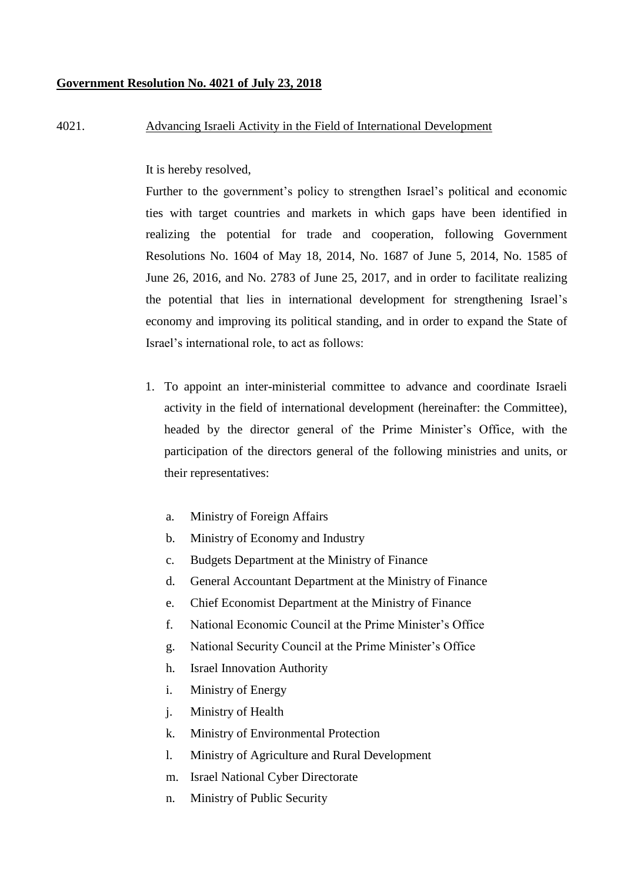**Government Resolution No. 4021 of July 23, 2018**

4021. Advancing Israeli Activity in the Field of International Development

It is hereby resolved,

Further to the government's policy to strengthen Israel's political and economic ties with target countries and markets in which gaps have been identified in realizing the potential for trade and cooperation, following Government Resolutions No. 1604 of May 18, 2014, No. 1687 of June 5, 2014, No. 1585 of June 26, 2016, and No. 2783 of June 25, 2017, and in order to facilitate realizing the potential that lies in international development for strengthening Israel's economy and improving its political standing, and in order to expand the State of Israel's international role, to act as follows:

1. To appoint an inter-ministerial committee to advance and coordinate Israeli activity in the field of international development (hereinafter: the Committee), headed by the director general of the Prime Minister's Office, with the participation of the directors general of the following ministries and units, or their representatives:

   a. Ministry of Foreign Affairs
   b. Ministry of Economy and Industry
   c. Budgets Department at the Ministry of Finance
   d. General Accountant Department at the Ministry of Finance
   e. Chief Economist Department at the Ministry of Finance
   f. National Economic Council at the Prime Minister's Office
   g. National Security Council at the Prime Minister's Office
   h. Israel Innovation Authority
   i. Ministry of Energy
   j. Ministry of Health
   k. Ministry of Environmental Protection
   l. Ministry of Agriculture and Rural Development
   m. Israel National Cyber Directorate
   n. Ministry of Public Security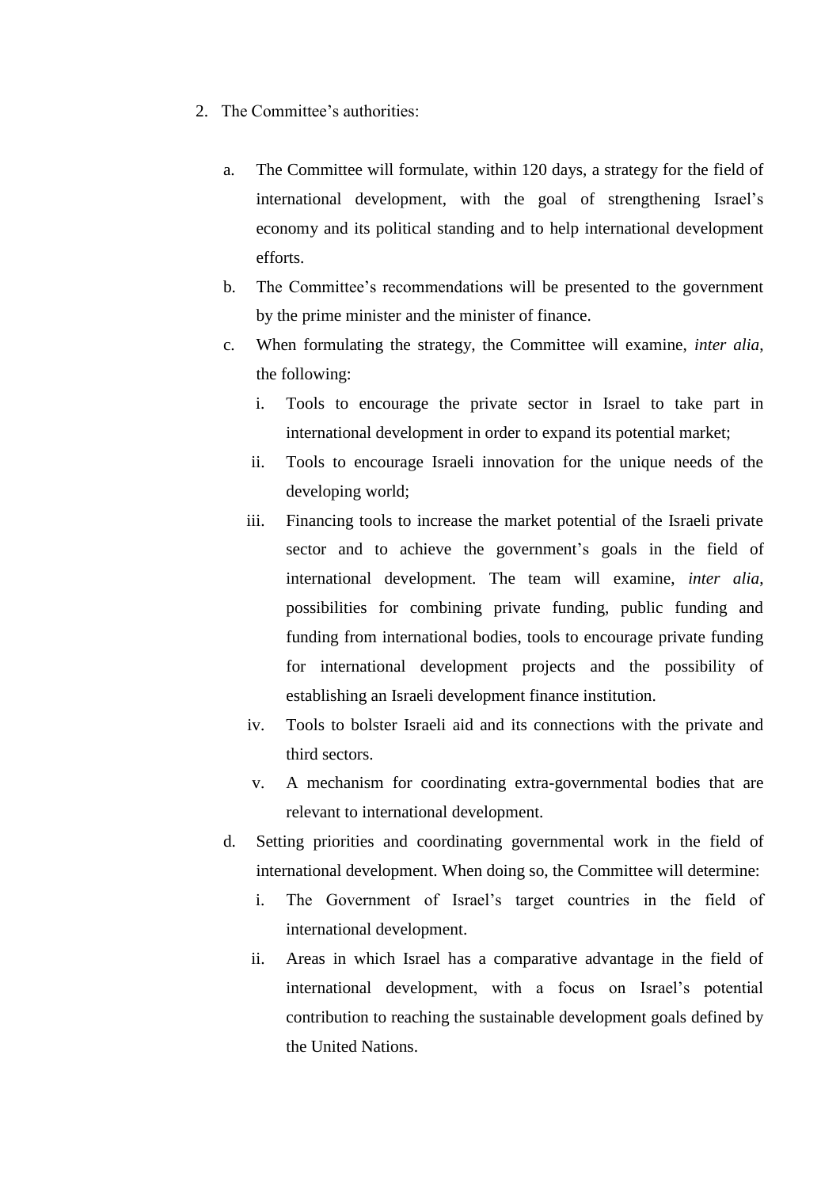2. The Committee's authorities:

   a. The Committee will formulate, within 120 days, a strategy for the field of international development, with the goal of strengthening Israel's economy and its political standing and to help international development efforts.

   b. The Committee's recommendations will be presented to the government by the prime minister and the minister of finance.

   c. When formulating the strategy, the Committee will examine, *inter alia*, the following:

      i. Tools to encourage the private sector in Israel to take part in international development in order to expand its potential market;

      ii. Tools to encourage Israeli innovation for the unique needs of the developing world;

      iii. Financing tools to increase the market potential of the Israeli private sector and to achieve the government's goals in the field of international development. The team will examine, *inter alia*, possibilities for combining private funding, public funding and funding from international bodies, tools to encourage private funding for international development projects and the possibility of establishing an Israeli development finance institution.

      iv. Tools to bolster Israeli aid and its connections with the private and third sectors.

      v. A mechanism for coordinating extra-governmental bodies that are relevant to international development.

   d. Setting priorities and coordinating governmental work in the field of international development. When doing so, the Committee will determine:

      i. The Government of Israel's target countries in the field of international development.

      ii. Areas in which Israel has a comparative advantage in the field of international development, with a focus on Israel's potential contribution to reaching the sustainable development goals defined by the United Nations.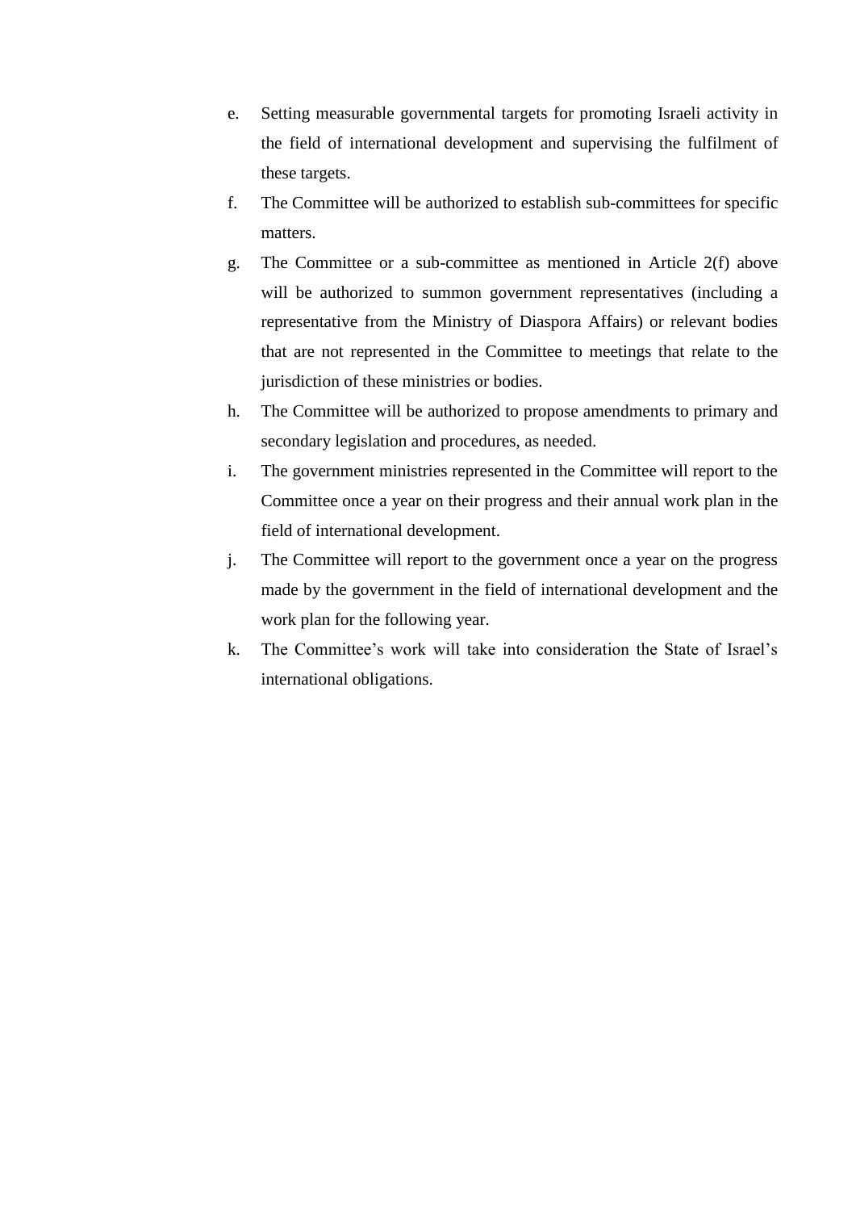e. Setting measurable governmental targets for promoting Israeli activity in the field of international development and supervising the fulfilment of these targets.
f. The Committee will be authorized to establish sub-committees for specific matters.
g. The Committee or a sub-committee as mentioned in Article 2(f) above will be authorized to summon government representatives (including a representative from the Ministry of Diaspora Affairs) or relevant bodies that are not represented in the Committee to meetings that relate to the jurisdiction of these ministries or bodies.
h. The Committee will be authorized to propose amendments to primary and secondary legislation and procedures, as needed.
i. The government ministries represented in the Committee will report to the Committee once a year on their progress and their annual work plan in the field of international development.
j. The Committee will report to the government once a year on the progress made by the government in the field of international development and the work plan for the following year.
k. The Committee's work will take into consideration the State of Israel's international obligations.